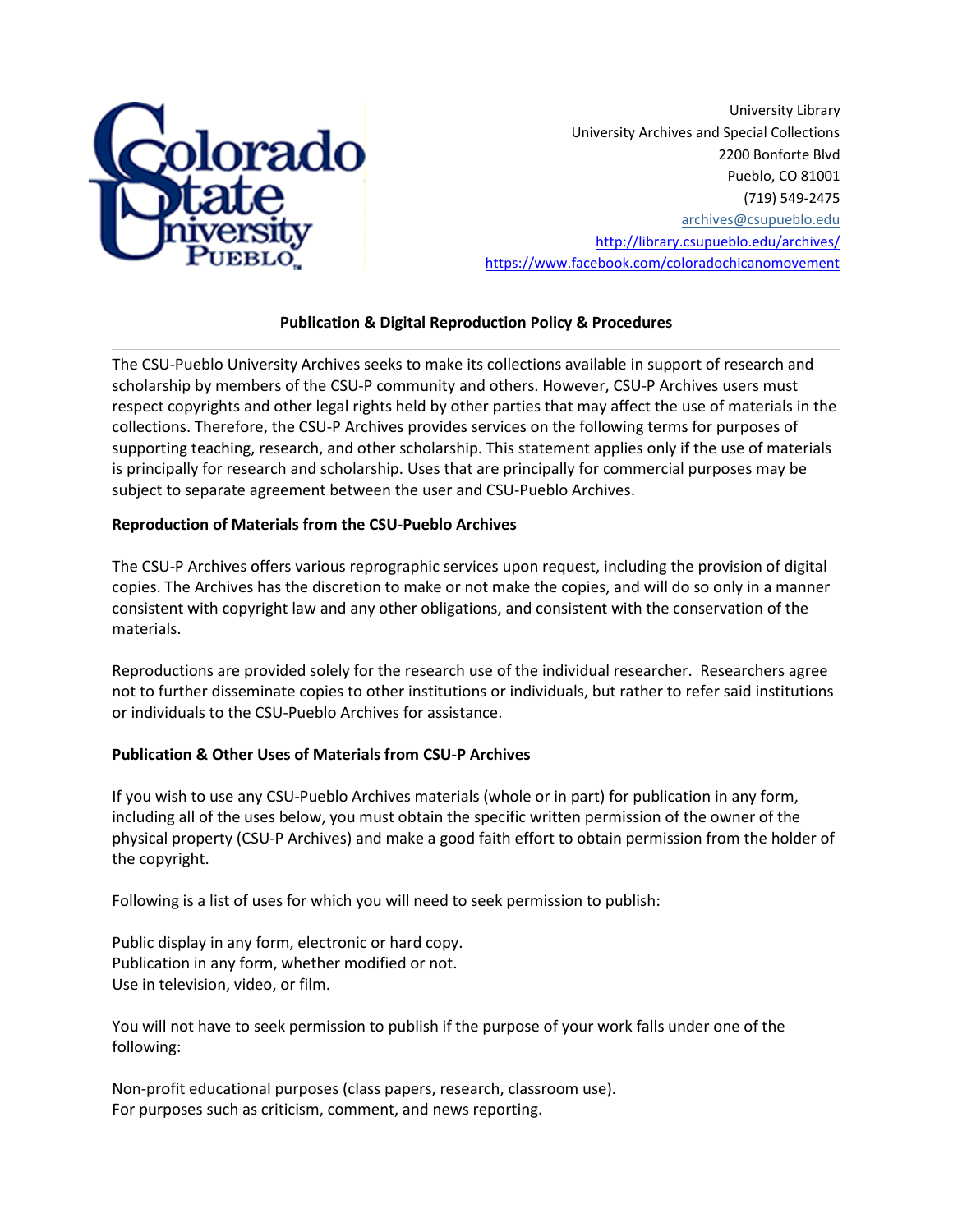Colorado State University Pueblo

University Library
University Archives and Special Collections
2200 Bonforte Blvd
Pueblo, CO 81001
(719) 549-2475
archives@csupueblo.edu
http://library.csupueblo.edu/archives/
https://www.facebook.com/coloradochicanomovement

## Publication & Digital Reproduction Policy & Procedures

---

The CSU-Pueblo University Archives seeks to make its collections available in support of research and scholarship by members of the CSU-P community and others. However, CSU-P Archives users must respect copyrights and other legal rights held by other parties that may affect the use of materials in the collections. Therefore, the CSU-P Archives provides services on the following terms for purposes of supporting teaching, research, and other scholarship. This statement applies only if the use of materials is principally for research and scholarship. Uses that are principally for commercial purposes may be subject to separate agreement between the user and CSU-Pueblo Archives.

### Reproduction of Materials from the CSU-Pueblo Archives

The CSU-P Archives offers various reprographic services upon request, including the provision of digital copies. The Archives has the discretion to make or not make the copies, and will do so only in a manner consistent with copyright law and any other obligations, and consistent with the conservation of the materials.

Reproductions are provided solely for the research use of the individual researcher. Researchers agree not to further disseminate copies to other institutions or individuals, but rather to refer said institutions or individuals to the CSU-Pueblo Archives for assistance.

### Publication & Other Uses of Materials from CSU-P Archives

If you wish to use any CSU-Pueblo Archives materials (whole or in part) for publication in any form, including all of the uses below, you must obtain the specific written permission of the owner of the physical property (CSU-P Archives) and make a good faith effort to obtain permission from the holder of the copyright.

Following is a list of uses for which you will need to seek permission to publish:

Public display in any form, electronic or hard copy.
Publication in any form, whether modified or not.
Use in television, video, or film.

You will not have to seek permission to publish if the purpose of your work falls under one of the following:

Non-profit educational purposes (class papers, research, classroom use).
For purposes such as criticism, comment, and news reporting.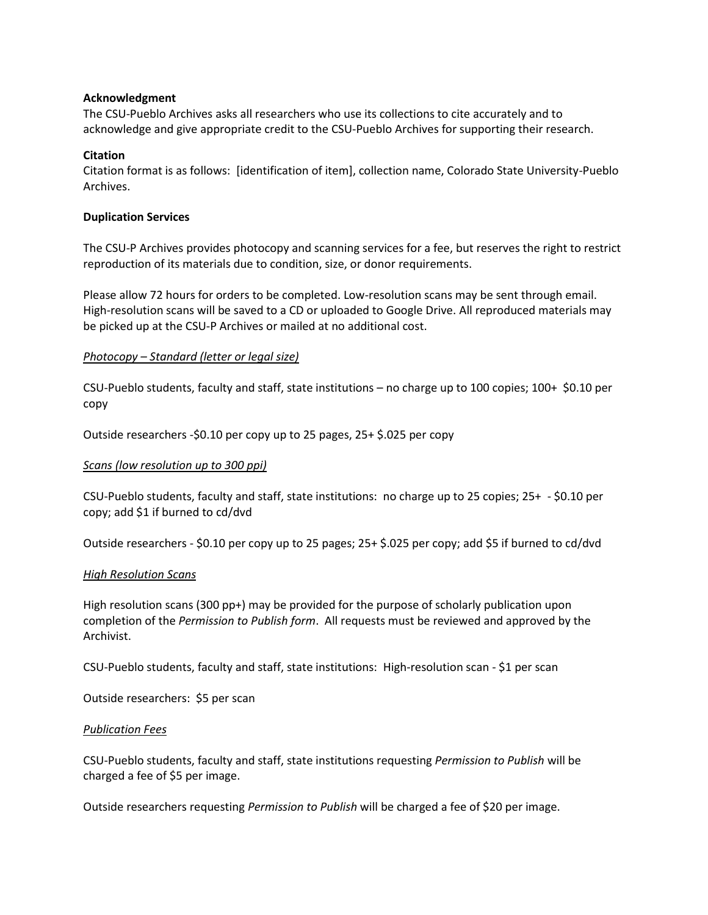**Acknowledgment**
The CSU-Pueblo Archives asks all researchers who use its collections to cite accurately and to acknowledge and give appropriate credit to the CSU-Pueblo Archives for supporting their research.

**Citation**
Citation format is as follows: [identification of item], collection name, Colorado State University-Pueblo Archives.

**Duplication Services**

The CSU-P Archives provides photocopy and scanning services for a fee, but reserves the right to restrict reproduction of its materials due to condition, size, or donor requirements.

Please allow 72 hours for orders to be completed. Low-resolution scans may be sent through email. High-resolution scans will be saved to a CD or uploaded to Google Drive. All reproduced materials may be picked up at the CSU-P Archives or mailed at no additional cost.

*Photocopy – Standard (letter or legal size)*

CSU-Pueblo students, faculty and staff, state institutions – no charge up to 100 copies; 100+ $0.10 per copy

Outside researchers -$0.10 per copy up to 25 pages, 25+ $.025 per copy

*Scans (low resolution up to 300 ppi)*

CSU-Pueblo students, faculty and staff, state institutions: no charge up to 25 copies; 25+ - $0.10 per copy; add $1 if burned to cd/dvd

Outside researchers - $0.10 per copy up to 25 pages; 25+ $.025 per copy; add $5 if burned to cd/dvd

*High Resolution Scans*

High resolution scans (300 pp+) may be provided for the purpose of scholarly publication upon completion of the *Permission to Publish form*. All requests must be reviewed and approved by the Archivist.

CSU-Pueblo students, faculty and staff, state institutions: High-resolution scan - $1 per scan

Outside researchers: $5 per scan

*Publication Fees*

CSU-Pueblo students, faculty and staff, state institutions requesting *Permission to Publish* will be charged a fee of $5 per image.

Outside researchers requesting *Permission to Publish* will be charged a fee of $20 per image.